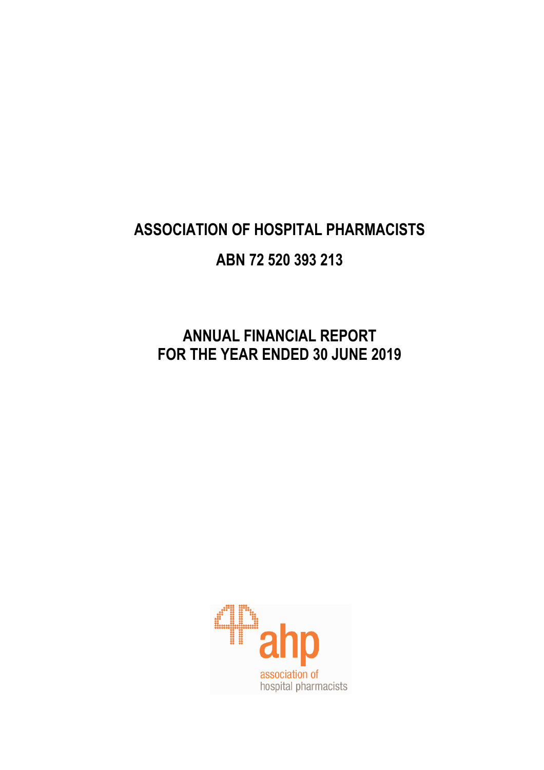# ASSOCIATION OF HOSPITAL PHARMACISTS

## ABN 72 520 393 213

## ANNUAL FINANCIAL REPORT
## FOR THE YEAR ENDED 30 JUNE 2019

ahp
association of
hospital pharmacists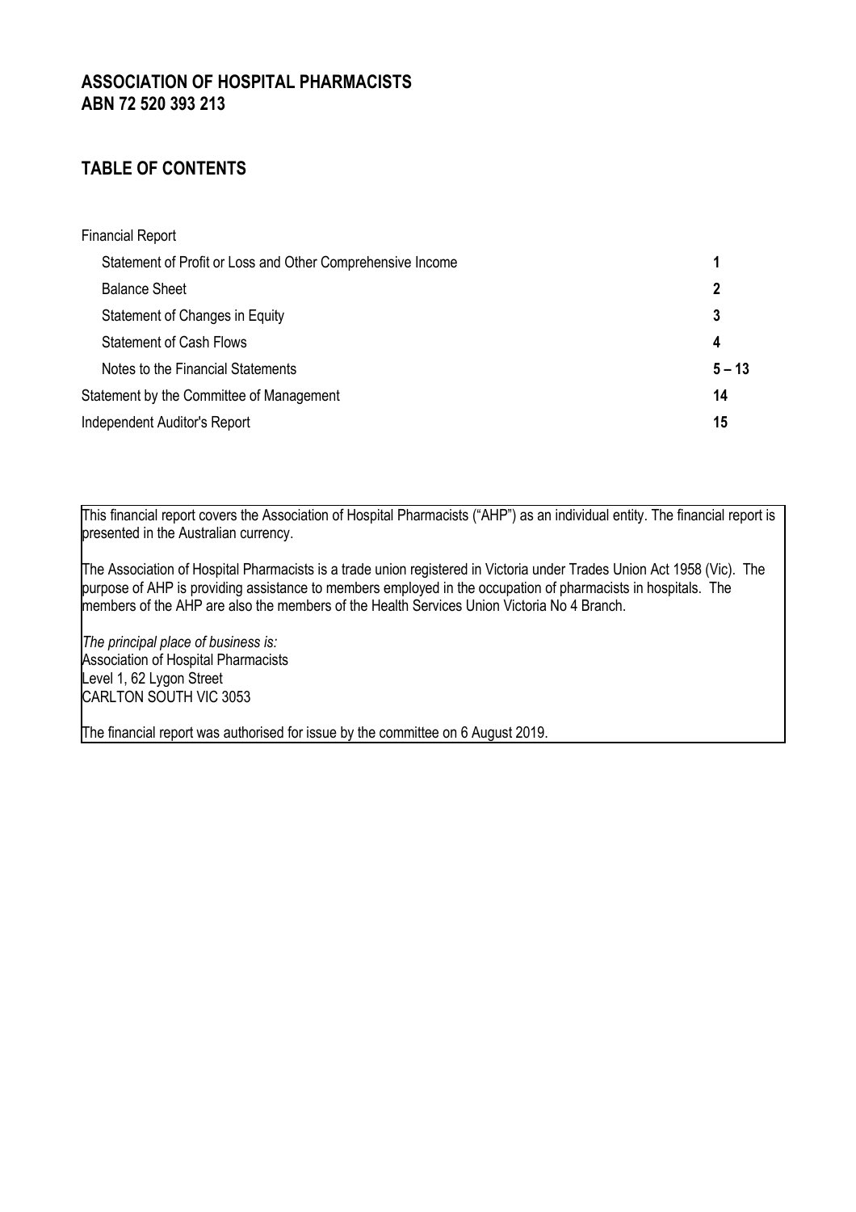## ASSOCIATION OF HOSPITAL PHARMACISTS
## ABN 72 520 393 213

## TABLE OF CONTENTS

| Financial Report | |
|---|---|
| Statement of Profit or Loss and Other Comprehensive Income | **1** |
| Balance Sheet | **2** |
| Statement of Changes in Equity | **3** |
| Statement of Cash Flows | **4** |
| Notes to the Financial Statements | **5 – 13** |
| Statement by the Committee of Management | **14** |
| Independent Auditor's Report | **15** |

This financial report covers the Association of Hospital Pharmacists ("AHP") as an individual entity. The financial report is presented in the Australian currency.

The Association of Hospital Pharmacists is a trade union registered in Victoria under Trades Union Act 1958 (Vic). The purpose of AHP is providing assistance to members employed in the occupation of pharmacists in hospitals. The members of the AHP are also the members of the Health Services Union Victoria No 4 Branch.

*The principal place of business is:*
Association of Hospital Pharmacists
Level 1, 62 Lygon Street
CARLTON SOUTH VIC 3053

The financial report was authorised for issue by the committee on 6 August 2019.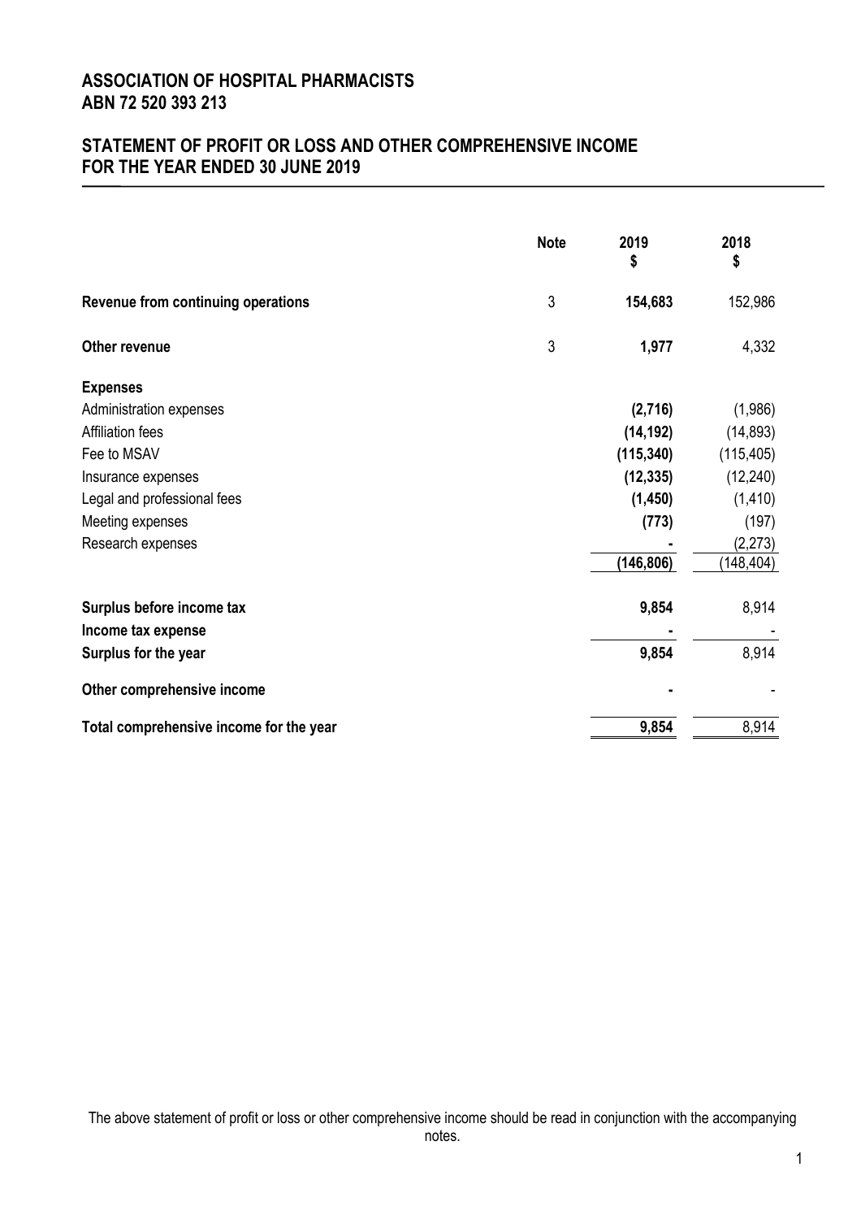# ASSOCIATION OF HOSPITAL PHARMACISTS
# ABN 72 520 393 213

## STATEMENT OF PROFIT OR LOSS AND OTHER COMPREHENSIVE INCOME FOR THE YEAR ENDED 30 JUNE 2019

| | Note | 2019 $ | 2018 $ |
|---|---|---|---|
| **Revenue from continuing operations** | 3 | **154,683** | 152,986 |
| **Other revenue** | 3 | **1,977** | 4,332 |
| **Expenses** | | | |
| Administration expenses | | **(2,716)** | (1,986) |
| Affiliation fees | | **(14,192)** | (14,893) |
| Fee to MSAV | | **(115,340)** | (115,405) |
| Insurance expenses | | **(12,335)** | (12,240) |
| Legal and professional fees | | **(1,450)** | (1,410) |
| Meeting expenses | | **(773)** | (197) |
| Research expenses | | **-** | (2,273) |
| | | **(146,806)** | (148,404) |
| **Surplus before income tax** | | **9,854** | 8,914 |
| **Income tax expense** | | **-** | - |
| **Surplus for the year** | | **9,854** | 8,914 |
| **Other comprehensive income** | | **-** | - |
| **Total comprehensive income for the year** | | **9,854** | 8,914 |

The above statement of profit or loss or other comprehensive income should be read in conjunction with the accompanying notes.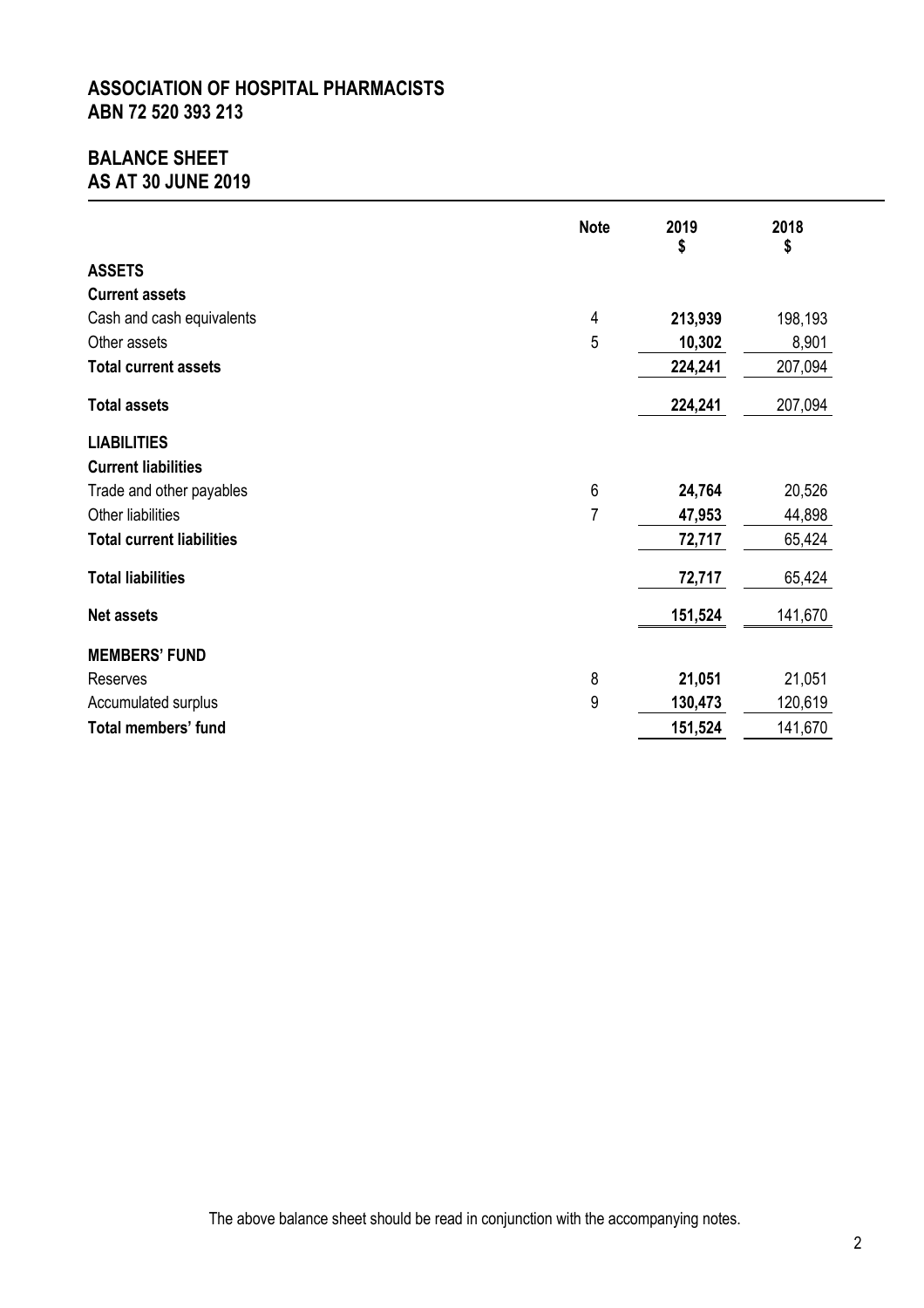# ASSOCIATION OF HOSPITAL PHARMACISTS
## ABN 72 520 393 213

## BALANCE SHEET
## AS AT 30 JUNE 2019

| | Note | 2019 $ | 2018 $ |
|---|---|---|---|
| **ASSETS** | | | |
| **Current assets** | | | |
| Cash and cash equivalents | 4 | **213,939** | 198,193 |
| Other assets | 5 | **10,302** | 8,901 |
| **Total current assets** | | **224,241** | 207,094 |
| **Total assets** | | **224,241** | 207,094 |
| **LIABILITIES** | | | |
| **Current liabilities** | | | |
| Trade and other payables | 6 | **24,764** | 20,526 |
| Other liabilities | 7 | **47,953** | 44,898 |
| **Total current liabilities** | | **72,717** | 65,424 |
| **Total liabilities** | | **72,717** | 65,424 |
| **Net assets** | | **151,524** | 141,670 |
| **MEMBERS' FUND** | | | |
| Reserves | 8 | **21,051** | 21,051 |
| Accumulated surplus | 9 | **130,473** | 120,619 |
| **Total members' fund** | | **151,524** | 141,670 |

The above balance sheet should be read in conjunction with the accompanying notes.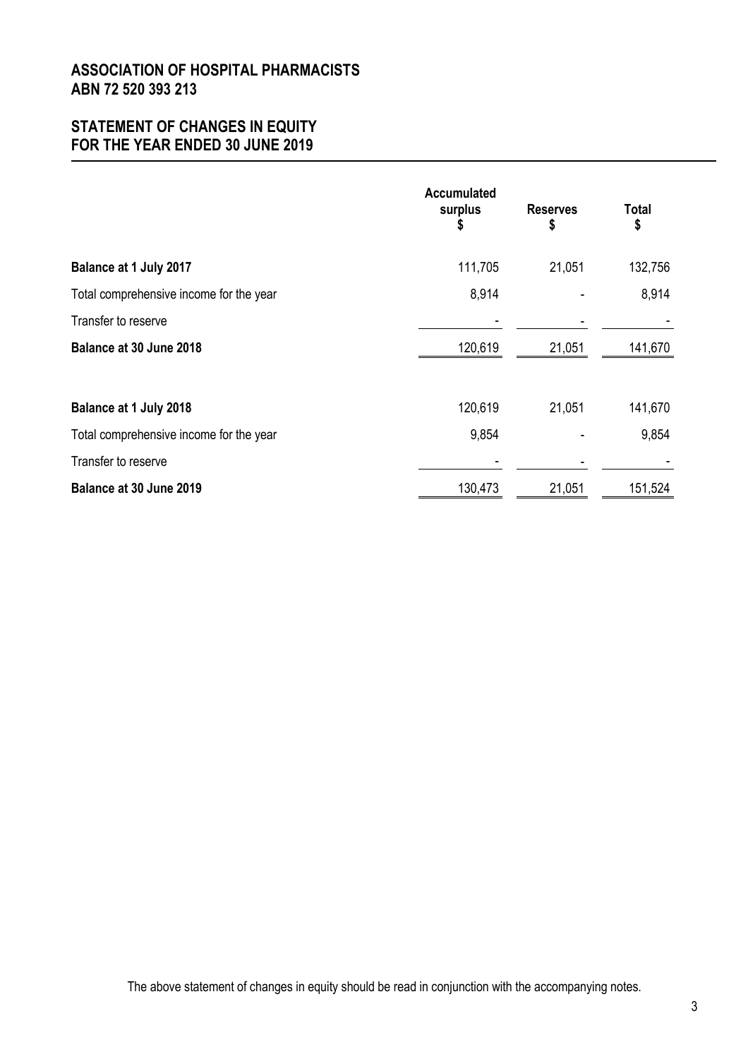# ASSOCIATION OF HOSPITAL PHARMACISTS
## ABN 72 520 393 213

## STATEMENT OF CHANGES IN EQUITY
## FOR THE YEAR ENDED 30 JUNE 2019

| | Accumulated surplus $ | Reserves $ | Total $ |
|---|---|---|---|
| **Balance at 1 July 2017** | 111,705 | 21,051 | 132,756 |
| Total comprehensive income for the year | 8,914 | - | 8,914 |
| Transfer to reserve | - | - | - |
| **Balance at 30 June 2018** | 120,619 | 21,051 | 141,670 |
| | | | |
| **Balance at 1 July 2018** | 120,619 | 21,051 | 141,670 |
| Total comprehensive income for the year | 9,854 | - | 9,854 |
| Transfer to reserve | - | - | - |
| **Balance at 30 June 2019** | 130,473 | 21,051 | 151,524 |

The above statement of changes in equity should be read in conjunction with the accompanying notes.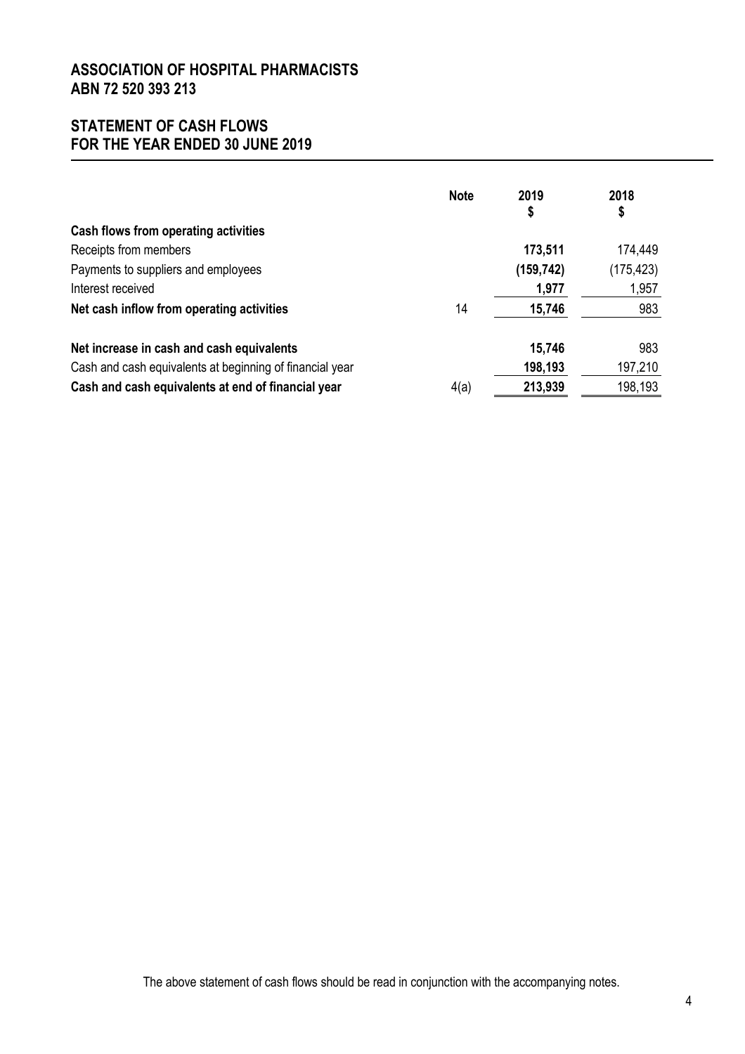# ASSOCIATION OF HOSPITAL PHARMACISTS
# ABN 72 520 393 213

## STATEMENT OF CASH FLOWS
## FOR THE YEAR ENDED 30 JUNE 2019

| | Note | 2019<br>$ | 2018<br>$ |
|---|---|---|---|
| **Cash flows from operating activities** | | | |
| Receipts from members | | **173,511** | 174,449 |
| Payments to suppliers and employees | | **(159,742)** | (175,423) |
| Interest received | | **1,977** | 1,957 |
| **Net cash inflow from operating activities** | 14 | **15,746** | 983 |
| | | | |
| **Net increase in cash and cash equivalents** | | **15,746** | 983 |
| Cash and cash equivalents at beginning of financial year | | **198,193** | 197,210 |
| **Cash and cash equivalents at end of financial year** | 4(a) | **213,939** | 198,193 |

The above statement of cash flows should be read in conjunction with the accompanying notes.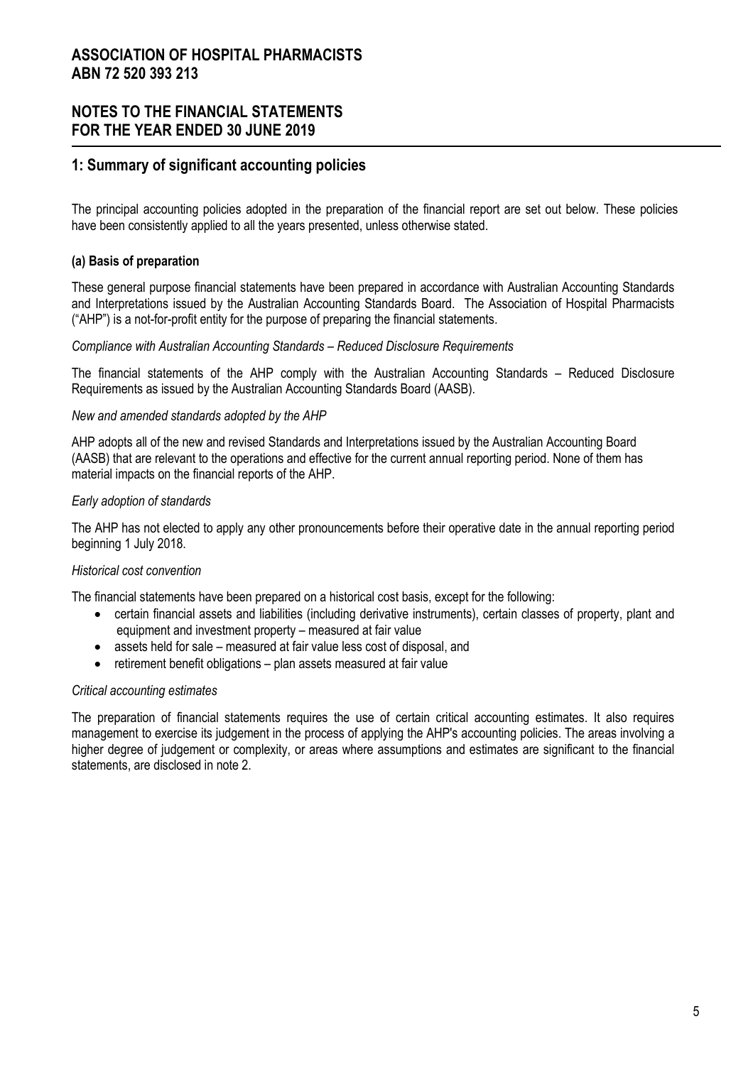# ASSOCIATION OF HOSPITAL PHARMACISTS
# ABN 72 520 393 213

## NOTES TO THE FINANCIAL STATEMENTS
## FOR THE YEAR ENDED 30 JUNE 2019

## 1: Summary of significant accounting policies

The principal accounting policies adopted in the preparation of the financial report are set out below. These policies have been consistently applied to all the years presented, unless otherwise stated.

### (a) Basis of preparation

These general purpose financial statements have been prepared in accordance with Australian Accounting Standards and Interpretations issued by the Australian Accounting Standards Board. The Association of Hospital Pharmacists ("AHP") is a not-for-profit entity for the purpose of preparing the financial statements.

*Compliance with Australian Accounting Standards – Reduced Disclosure Requirements*

The financial statements of the AHP comply with the Australian Accounting Standards – Reduced Disclosure Requirements as issued by the Australian Accounting Standards Board (AASB).

*New and amended standards adopted by the AHP*

AHP adopts all of the new and revised Standards and Interpretations issued by the Australian Accounting Board (AASB) that are relevant to the operations and effective for the current annual reporting period. None of them has material impacts on the financial reports of the AHP.

*Early adoption of standards*

The AHP has not elected to apply any other pronouncements before their operative date in the annual reporting period beginning 1 July 2018.

*Historical cost convention*

The financial statements have been prepared on a historical cost basis, except for the following:

- certain financial assets and liabilities (including derivative instruments), certain classes of property, plant and equipment and investment property – measured at fair value
- assets held for sale – measured at fair value less cost of disposal, and
- retirement benefit obligations – plan assets measured at fair value

*Critical accounting estimates*

The preparation of financial statements requires the use of certain critical accounting estimates. It also requires management to exercise its judgement in the process of applying the AHP's accounting policies. The areas involving a higher degree of judgement or complexity, or areas where assumptions and estimates are significant to the financial statements, are disclosed in note 2.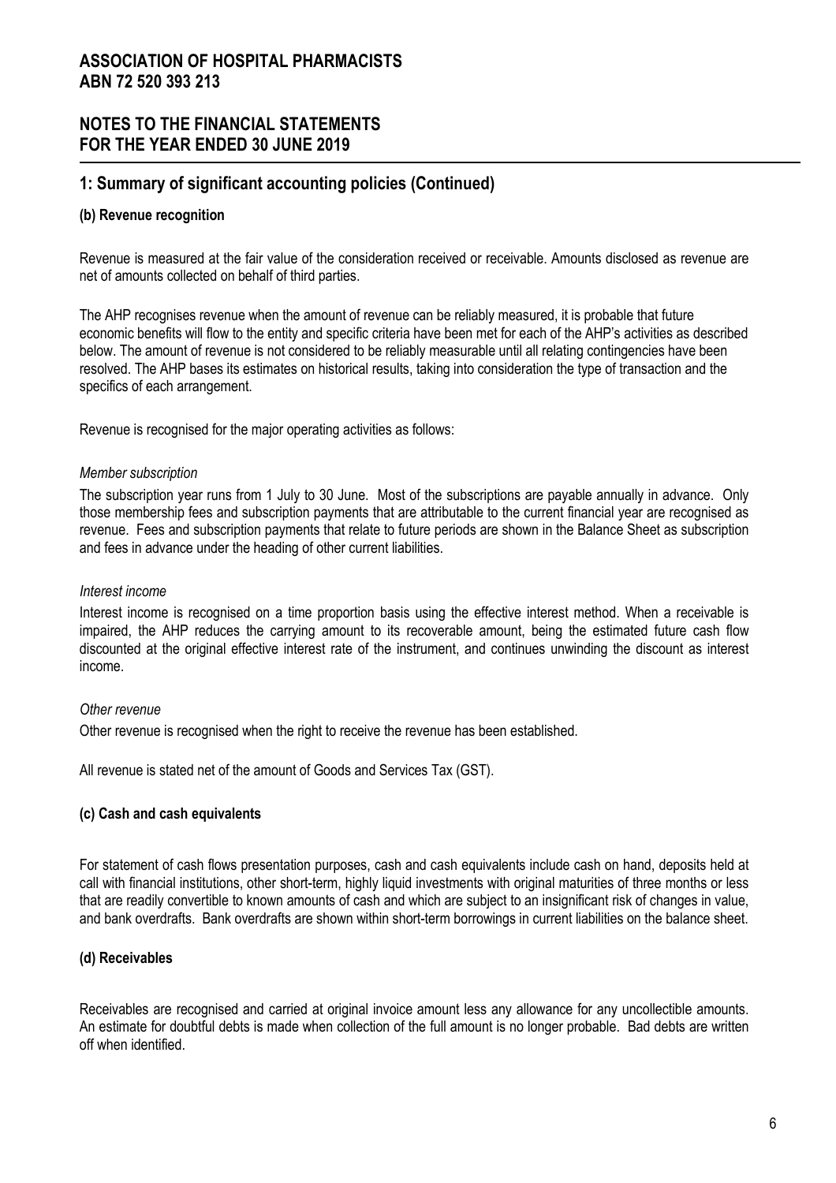## 1: Summary of significant accounting policies (Continued)

### (b) Revenue recognition

Revenue is measured at the fair value of the consideration received or receivable. Amounts disclosed as revenue are net of amounts collected on behalf of third parties.

The AHP recognises revenue when the amount of revenue can be reliably measured, it is probable that future economic benefits will flow to the entity and specific criteria have been met for each of the AHP's activities as described below. The amount of revenue is not considered to be reliably measurable until all relating contingencies have been resolved. The AHP bases its estimates on historical results, taking into consideration the type of transaction and the specifics of each arrangement.

Revenue is recognised for the major operating activities as follows:

*Member subscription*

The subscription year runs from 1 July to 30 June. Most of the subscriptions are payable annually in advance. Only those membership fees and subscription payments that are attributable to the current financial year are recognised as revenue. Fees and subscription payments that relate to future periods are shown in the Balance Sheet as subscription and fees in advance under the heading of other current liabilities.

*Interest income*

Interest income is recognised on a time proportion basis using the effective interest method. When a receivable is impaired, the AHP reduces the carrying amount to its recoverable amount, being the estimated future cash flow discounted at the original effective interest rate of the instrument, and continues unwinding the discount as interest income.

*Other revenue*

Other revenue is recognised when the right to receive the revenue has been established.

All revenue is stated net of the amount of Goods and Services Tax (GST).

### (c) Cash and cash equivalents

For statement of cash flows presentation purposes, cash and cash equivalents include cash on hand, deposits held at call with financial institutions, other short-term, highly liquid investments with original maturities of three months or less that are readily convertible to known amounts of cash and which are subject to an insignificant risk of changes in value, and bank overdrafts. Bank overdrafts are shown within short-term borrowings in current liabilities on the balance sheet.

### (d) Receivables

Receivables are recognised and carried at original invoice amount less any allowance for any uncollectible amounts. An estimate for doubtful debts is made when collection of the full amount is no longer probable. Bad debts are written off when identified.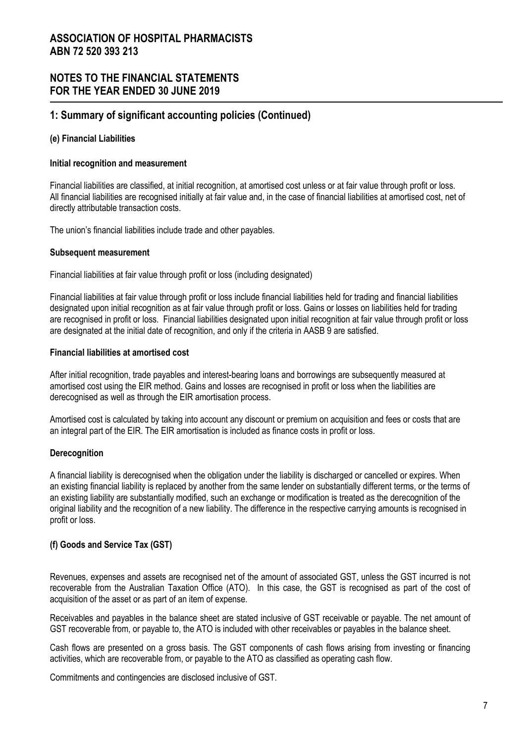# ASSOCIATION OF HOSPITAL PHARMACISTS
# ABN 72 520 393 213

## NOTES TO THE FINANCIAL STATEMENTS
## FOR THE YEAR ENDED 30 JUNE 2019

## 1: Summary of significant accounting policies (Continued)

### (e) Financial Liabilities

**Initial recognition and measurement**

Financial liabilities are classified, at initial recognition, at amortised cost unless or at fair value through profit or loss. All financial liabilities are recognised initially at fair value and, in the case of financial liabilities at amortised cost, net of directly attributable transaction costs.

The union's financial liabilities include trade and other payables.

**Subsequent measurement**

Financial liabilities at fair value through profit or loss (including designated)

Financial liabilities at fair value through profit or loss include financial liabilities held for trading and financial liabilities designated upon initial recognition as at fair value through profit or loss. Gains or losses on liabilities held for trading are recognised in profit or loss. Financial liabilities designated upon initial recognition at fair value through profit or loss are designated at the initial date of recognition, and only if the criteria in AASB 9 are satisfied.

**Financial liabilities at amortised cost**

After initial recognition, trade payables and interest-bearing loans and borrowings are subsequently measured at amortised cost using the EIR method. Gains and losses are recognised in profit or loss when the liabilities are derecognised as well as through the EIR amortisation process.

Amortised cost is calculated by taking into account any discount or premium on acquisition and fees or costs that are an integral part of the EIR. The EIR amortisation is included as finance costs in profit or loss.

**Derecognition**

A financial liability is derecognised when the obligation under the liability is discharged or cancelled or expires. When an existing financial liability is replaced by another from the same lender on substantially different terms, or the terms of an existing liability are substantially modified, such an exchange or modification is treated as the derecognition of the original liability and the recognition of a new liability. The difference in the respective carrying amounts is recognised in profit or loss.

### (f) Goods and Service Tax (GST)

Revenues, expenses and assets are recognised net of the amount of associated GST, unless the GST incurred is not recoverable from the Australian Taxation Office (ATO). In this case, the GST is recognised as part of the cost of acquisition of the asset or as part of an item of expense.

Receivables and payables in the balance sheet are stated inclusive of GST receivable or payable. The net amount of GST recoverable from, or payable to, the ATO is included with other receivables or payables in the balance sheet.

Cash flows are presented on a gross basis. The GST components of cash flows arising from investing or financing activities, which are recoverable from, or payable to the ATO as classified as operating cash flow.

Commitments and contingencies are disclosed inclusive of GST.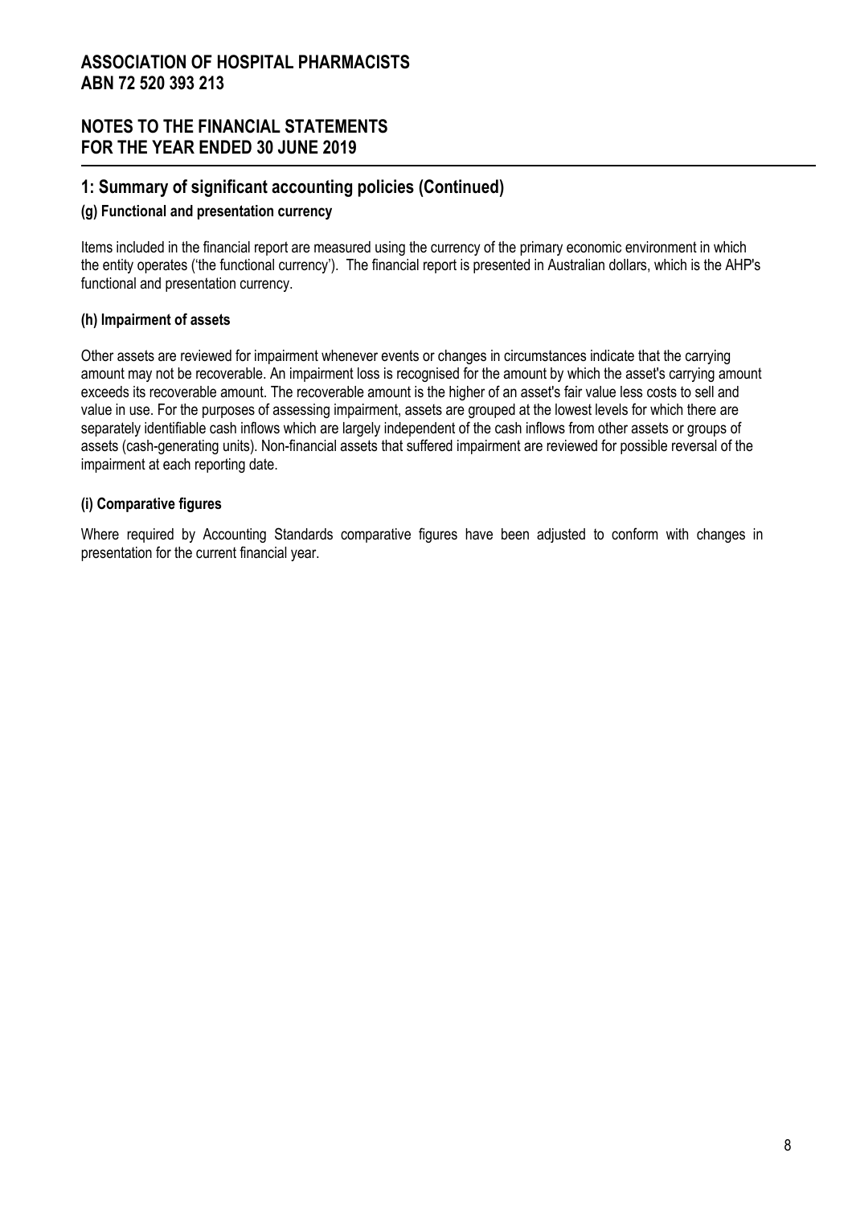# ASSOCIATION OF HOSPITAL PHARMACISTS
# ABN 72 520 393 213

## NOTES TO THE FINANCIAL STATEMENTS
## FOR THE YEAR ENDED 30 JUNE 2019

## 1: Summary of significant accounting policies (Continued)

### (g) Functional and presentation currency

Items included in the financial report are measured using the currency of the primary economic environment in which the entity operates ('the functional currency'). The financial report is presented in Australian dollars, which is the AHP's functional and presentation currency.

### (h) Impairment of assets

Other assets are reviewed for impairment whenever events or changes in circumstances indicate that the carrying amount may not be recoverable. An impairment loss is recognised for the amount by which the asset's carrying amount exceeds its recoverable amount. The recoverable amount is the higher of an asset's fair value less costs to sell and value in use. For the purposes of assessing impairment, assets are grouped at the lowest levels for which there are separately identifiable cash inflows which are largely independent of the cash inflows from other assets or groups of assets (cash-generating units). Non-financial assets that suffered impairment are reviewed for possible reversal of the impairment at each reporting date.

### (i) Comparative figures

Where required by Accounting Standards comparative figures have been adjusted to conform with changes in presentation for the current financial year.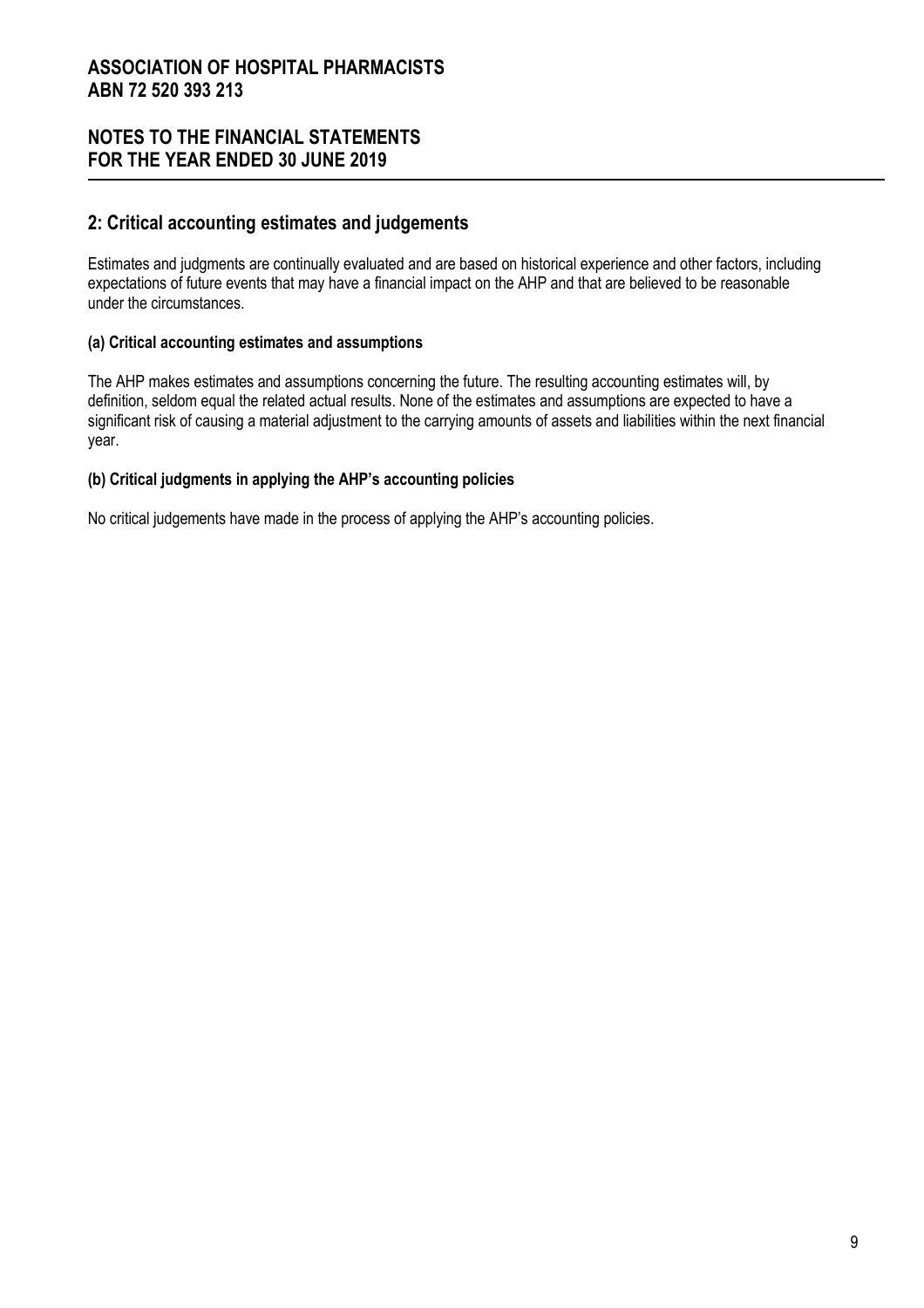## 2: Critical accounting estimates and judgements

Estimates and judgments are continually evaluated and are based on historical experience and other factors, including expectations of future events that may have a financial impact on the AHP and that are believed to be reasonable under the circumstances.

### (a) Critical accounting estimates and assumptions

The AHP makes estimates and assumptions concerning the future. The resulting accounting estimates will, by definition, seldom equal the related actual results. None of the estimates and assumptions are expected to have a significant risk of causing a material adjustment to the carrying amounts of assets and liabilities within the next financial year.

### (b) Critical judgments in applying the AHP's accounting policies

No critical judgements have made in the process of applying the AHP's accounting policies.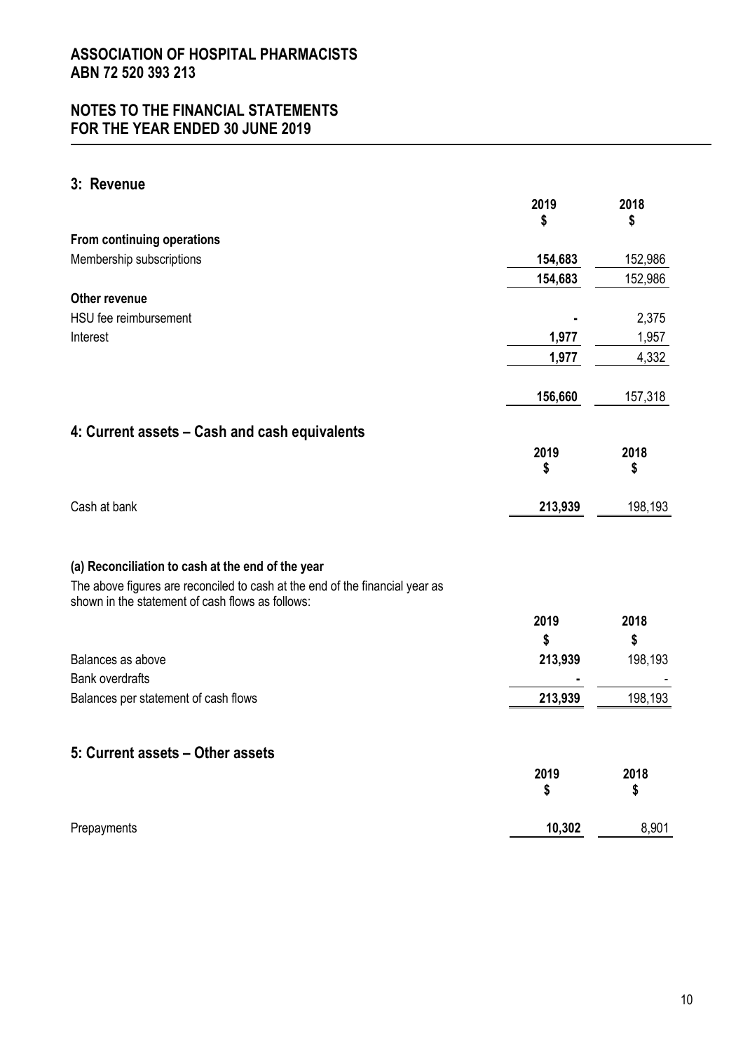**ASSOCIATION OF HOSPITAL PHARMACISTS**
**ABN 72 520 393 213**

**NOTES TO THE FINANCIAL STATEMENTS**
**FOR THE YEAR ENDED 30 JUNE 2019**

## 3: Revenue

| | 2019<br>$ | 2018<br>$ |
|---|---|---|
| **From continuing operations** | | |
| Membership subscriptions | **154,683** | 152,986 |
| | **154,683** | 152,986 |
| **Other revenue** | | |
| HSU fee reimbursement | **-** | 2,375 |
| Interest | **1,977** | 1,957 |
| | **1,977** | 4,332 |
| | **156,660** | 157,318 |

## 4: Current assets – Cash and cash equivalents

| | 2019<br>$ | 2018<br>$ |
|---|---|---|
| Cash at bank | **213,939** | 198,193 |

**(a) Reconciliation to cash at the end of the year**

The above figures are reconciled to cash at the end of the financial year as shown in the statement of cash flows as follows:

| | 2019<br>$ | 2018<br>$ |
|---|---|---|
| Balances as above | **213,939** | 198,193 |
| Bank overdrafts | **-** | - |
| Balances per statement of cash flows | **213,939** | 198,193 |

## 5: Current assets – Other assets

| | 2019<br>$ | 2018<br>$ |
|---|---|---|
| Prepayments | **10,302** | 8,901 |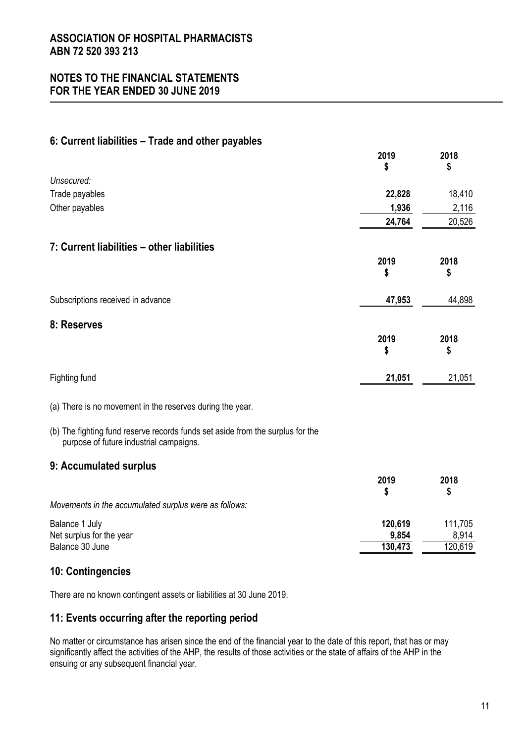# ASSOCIATION OF HOSPITAL PHARMACISTS
# ABN 72 520 393 213

## NOTES TO THE FINANCIAL STATEMENTS
## FOR THE YEAR ENDED 30 JUNE 2019

### 6: Current liabilities – Trade and other payables

| | 2019<br>$ | 2018<br>$ |
|---|---|---|
| *Unsecured:* | | |
| Trade payables | **22,828** | 18,410 |
| Other payables | **1,936** | 2,116 |
| | **24,764** | 20,526 |

### 7: Current liabilities – other liabilities

| | 2019<br>$ | 2018<br>$ |
|---|---|---|
| Subscriptions received in advance | **47,953** | 44,898 |

### 8: Reserves

| | 2019<br>$ | 2018<br>$ |
|---|---|---|
| Fighting fund | **21,051** | 21,051 |

(a) There is no movement in the reserves during the year.

(b) The fighting fund reserve records funds set aside from the surplus for the purpose of future industrial campaigns.

### 9: Accumulated surplus

| | 2019<br>$ | 2018<br>$ |
|---|---|---|
| *Movements in the accumulated surplus were as follows:* | | |
| Balance 1 July | **120,619** | 111,705 |
| Net surplus for the year | **9,854** | 8,914 |
| Balance 30 June | **130,473** | 120,619 |

### 10: Contingencies

There are no known contingent assets or liabilities at 30 June 2019.

### 11: Events occurring after the reporting period

No matter or circumstance has arisen since the end of the financial year to the date of this report, that has or may significantly affect the activities of the AHP, the results of those activities or the state of affairs of the AHP in the ensuing or any subsequent financial year.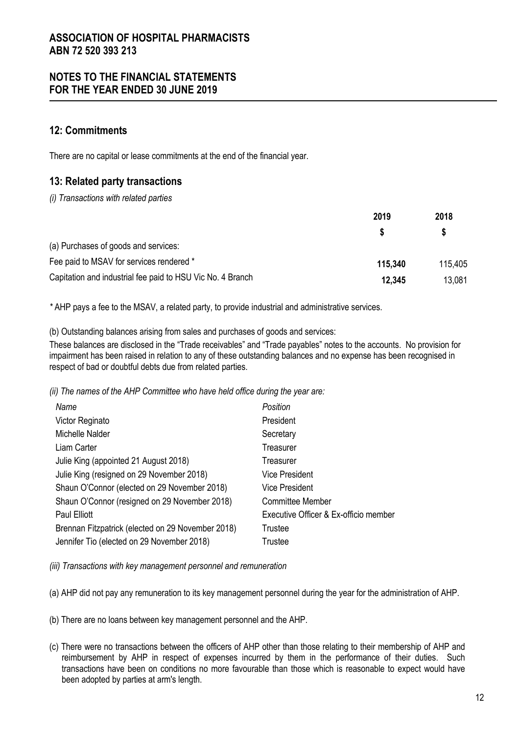## 12: Commitments

There are no capital or lease commitments at the end of the financial year.

## 13: Related party transactions

*(i) Transactions with related parties*

| | 2019 | 2018 |
|---|---|---|
| | $ | $ |
| (a) Purchases of goods and services: | | |
| Fee paid to MSAV for services rendered * | **115,340** | 115,405 |
| Capitation and industrial fee paid to HSU Vic No. 4 Branch | **12,345** | 13,081 |

* AHP pays a fee to the MSAV, a related party, to provide industrial and administrative services.

(b) Outstanding balances arising from sales and purchases of goods and services:

These balances are disclosed in the "Trade receivables" and "Trade payables" notes to the accounts. No provision for impairment has been raised in relation to any of these outstanding balances and no expense has been recognised in respect of bad or doubtful debts due from related parties.

*(ii) The names of the AHP Committee who have held office during the year are:*

| *Name* | *Position* |
|---|---|
| Victor Reginato | President |
| Michelle Nalder | Secretary |
| Liam Carter | Treasurer |
| Julie King (appointed 21 August 2018) | Treasurer |
| Julie King (resigned on 29 November 2018) | Vice President |
| Shaun O'Connor (elected on 29 November 2018) | Vice President |
| Shaun O'Connor (resigned on 29 November 2018) | Committee Member |
| Paul Elliott | Executive Officer & Ex-officio member |
| Brennan Fitzpatrick (elected on 29 November 2018) | Trustee |
| Jennifer Tio (elected on 29 November 2018) | Trustee |

*(iii) Transactions with key management personnel and remuneration*

(a) AHP did not pay any remuneration to its key management personnel during the year for the administration of AHP.

(b) There are no loans between key management personnel and the AHP.

(c) There were no transactions between the officers of AHP other than those relating to their membership of AHP and reimbursement by AHP in respect of expenses incurred by them in the performance of their duties. Such transactions have been on conditions no more favourable than those which is reasonable to expect would have been adopted by parties at arm's length.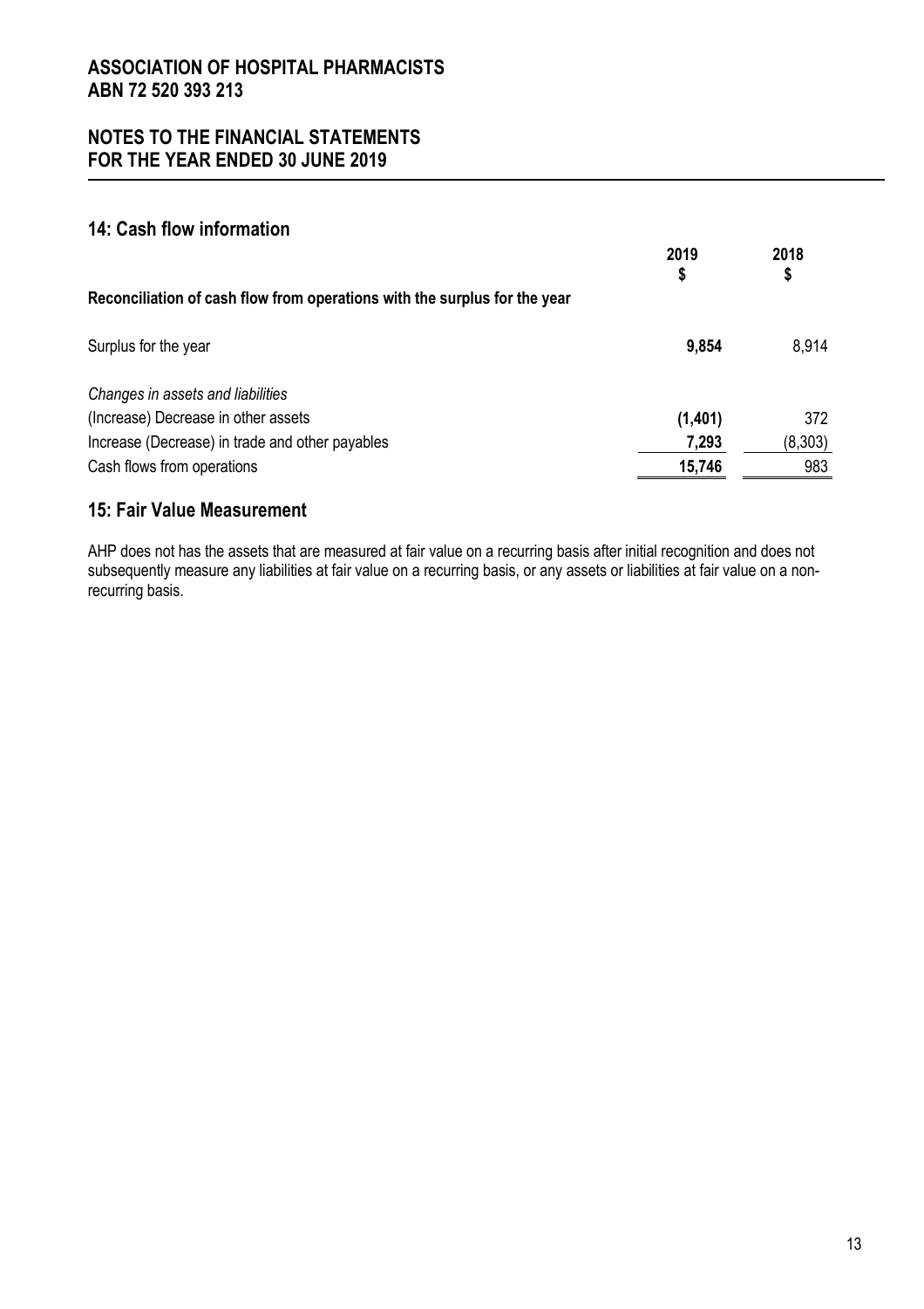# ASSOCIATION OF HOSPITAL PHARMACISTS
# ABN 72 520 393 213

## NOTES TO THE FINANCIAL STATEMENTS FOR THE YEAR ENDED 30 JUNE 2019

## 14: Cash flow information

| | 2019 $ | 2018 $ |
|---|---|---|
| **Reconciliation of cash flow from operations with the surplus for the year** | | |
| Surplus for the year | **9,854** | 8,914 |
| *Changes in assets and liabilities* | | |
| (Increase) Decrease in other assets | **(1,401)** | 372 |
| Increase (Decrease) in trade and other payables | **7,293** | (8,303) |
| Cash flows from operations | **15,746** | 983 |

## 15: Fair Value Measurement

AHP does not has the assets that are measured at fair value on a recurring basis after initial recognition and does not subsequently measure any liabilities at fair value on a recurring basis, or any assets or liabilities at fair value on a non-recurring basis.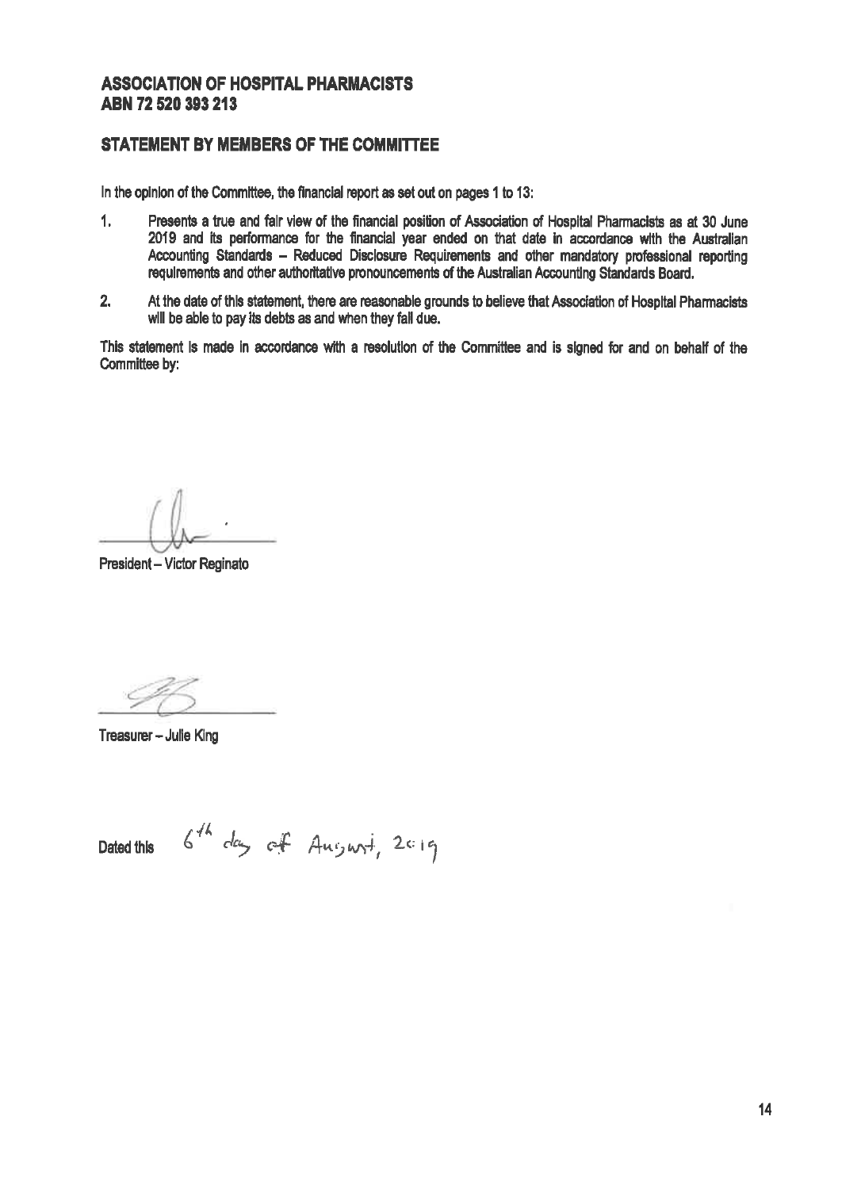# ASSOCIATION OF HOSPITAL PHARMACISTS
# ABN 72 520 393 213

## STATEMENT BY MEMBERS OF THE COMMITTEE

In the opinion of the Committee, the financial report as set out on pages 1 to 13:

1. Presents a true and fair view of the financial position of Association of Hospital Pharmacists as at 30 June 2019 and its performance for the financial year ended on that date in accordance with the Australian Accounting Standards – Reduced Disclosure Requirements and other mandatory professional reporting requirements and other authoritative pronouncements of the Australian Accounting Standards Board.

2. At the date of this statement, there are reasonable grounds to believe that Association of Hospital Pharmacists will be able to pay its debts as and when they fall due.

This statement is made in accordance with a resolution of the Committee and is signed for and on behalf of the Committee by:

President – Victor Reginato

Treasurer – Julie King

Dated this 6th day of August, 2019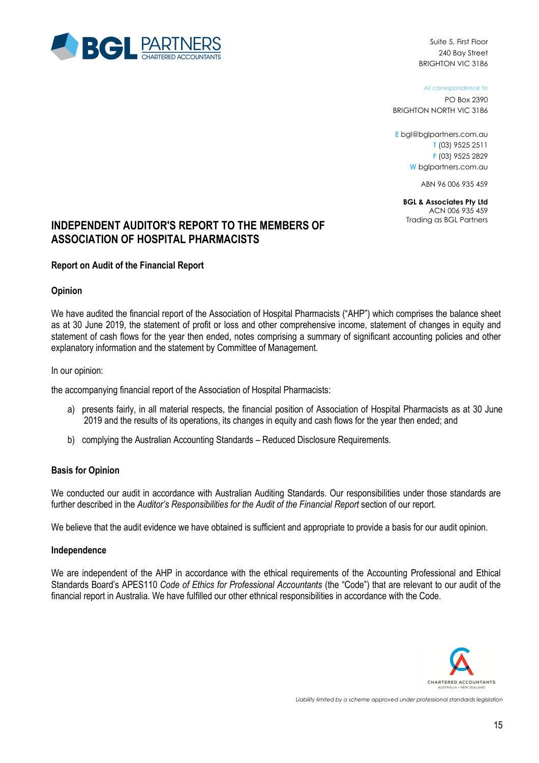BGL PARTNERS
CHARTERED ACCOUNTANTS

Suite 5, First Floor
240 Bay Street
BRIGHTON VIC 3186

*All correspondence to*
PO Box 2390
BRIGHTON NORTH VIC 3186

E bgl@bglpartners.com.au
T (03) 9525 2511
F (03) 9525 2829
W bglpartners.com.au

ABN 96 006 935 459

**BGL & Associates Pty Ltd**
ACN 006 935 459
Trading as BGL Partners

## INDEPENDENT AUDITOR'S REPORT TO THE MEMBERS OF ASSOCIATION OF HOSPITAL PHARMACISTS

### Report on Audit of the Financial Report

### Opinion

We have audited the financial report of the Association of Hospital Pharmacists ("AHP") which comprises the balance sheet as at 30 June 2019, the statement of profit or loss and other comprehensive income, statement of changes in equity and statement of cash flows for the year then ended, notes comprising a summary of significant accounting policies and other explanatory information and the statement by Committee of Management.

In our opinion:

the accompanying financial report of the Association of Hospital Pharmacists:

a) presents fairly, in all material respects, the financial position of Association of Hospital Pharmacists as at 30 June 2019 and the results of its operations, its changes in equity and cash flows for the year then ended; and

b) complying the Australian Accounting Standards – Reduced Disclosure Requirements.

### Basis for Opinion

We conducted our audit in accordance with Australian Auditing Standards. Our responsibilities under those standards are further described in the *Auditor's Responsibilities for the Audit of the Financial Report* section of our report.

We believe that the audit evidence we have obtained is sufficient and appropriate to provide a basis for our audit opinion.

### Independence

We are independent of the AHP in accordance with the ethical requirements of the Accounting Professional and Ethical Standards Board's APES110 *Code of Ethics for Professional Accountants* (the "Code") that are relevant to our audit of the financial report in Australia. We have fulfilled our other ethnical responsibilities in accordance with the Code.

CHARTERED ACCOUNTANTS
AUSTRALIA + NEW ZEALAND

*Liability limited by a scheme approved under professional standards legislation*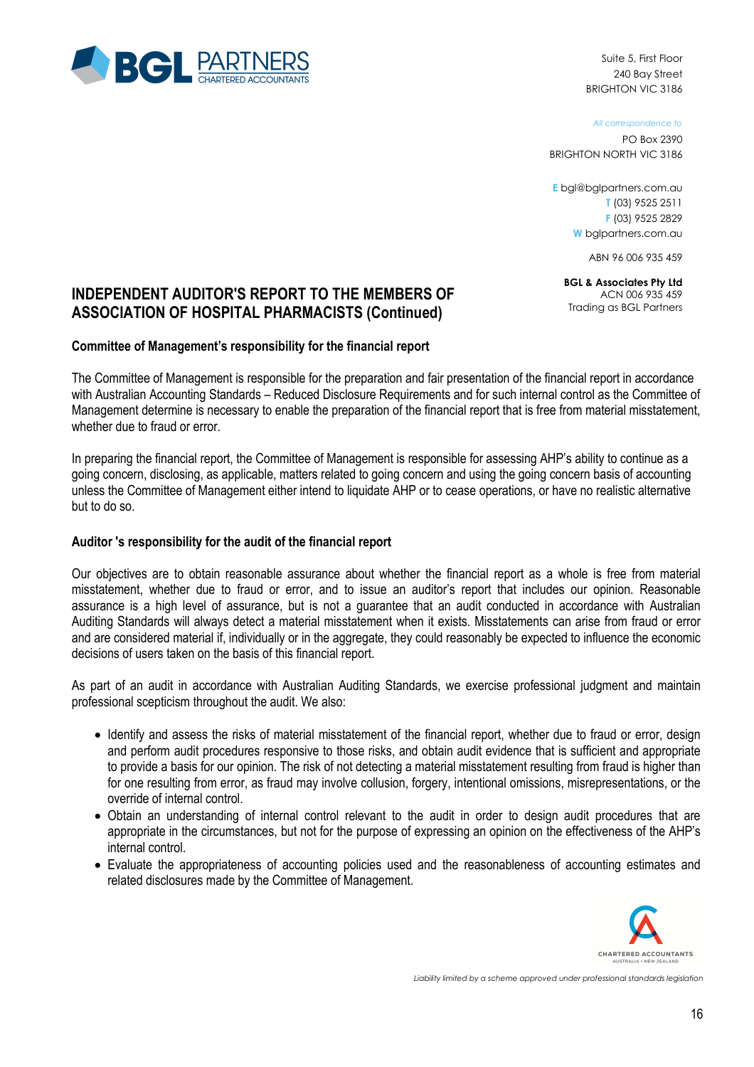# INDEPENDENT AUDITOR'S REPORT TO THE MEMBERS OF ASSOCIATION OF HOSPITAL PHARMACISTS (Continued)

**Committee of Management's responsibility for the financial report**

The Committee of Management is responsible for the preparation and fair presentation of the financial report in accordance with Australian Accounting Standards – Reduced Disclosure Requirements and for such internal control as the Committee of Management determine is necessary to enable the preparation of the financial report that is free from material misstatement, whether due to fraud or error.

In preparing the financial report, the Committee of Management is responsible for assessing AHP's ability to continue as a going concern, disclosing, as applicable, matters related to going concern and using the going concern basis of accounting unless the Committee of Management either intend to liquidate AHP or to cease operations, or have no realistic alternative but to do so.

**Auditor 's responsibility for the audit of the financial report**

Our objectives are to obtain reasonable assurance about whether the financial report as a whole is free from material misstatement, whether due to fraud or error, and to issue an auditor's report that includes our opinion. Reasonable assurance is a high level of assurance, but is not a guarantee that an audit conducted in accordance with Australian Auditing Standards will always detect a material misstatement when it exists. Misstatements can arise from fraud or error and are considered material if, individually or in the aggregate, they could reasonably be expected to influence the economic decisions of users taken on the basis of this financial report.

As part of an audit in accordance with Australian Auditing Standards, we exercise professional judgment and maintain professional scepticism throughout the audit. We also:

- Identify and assess the risks of material misstatement of the financial report, whether due to fraud or error, design and perform audit procedures responsive to those risks, and obtain audit evidence that is sufficient and appropriate to provide a basis for our opinion. The risk of not detecting a material misstatement resulting from fraud is higher than for one resulting from error, as fraud may involve collusion, forgery, intentional omissions, misrepresentations, or the override of internal control.
- Obtain an understanding of internal control relevant to the audit in order to design audit procedures that are appropriate in the circumstances, but not for the purpose of expressing an opinion on the effectiveness of the AHP's internal control.
- Evaluate the appropriateness of accounting policies used and the reasonableness of accounting estimates and related disclosures made by the Committee of Management.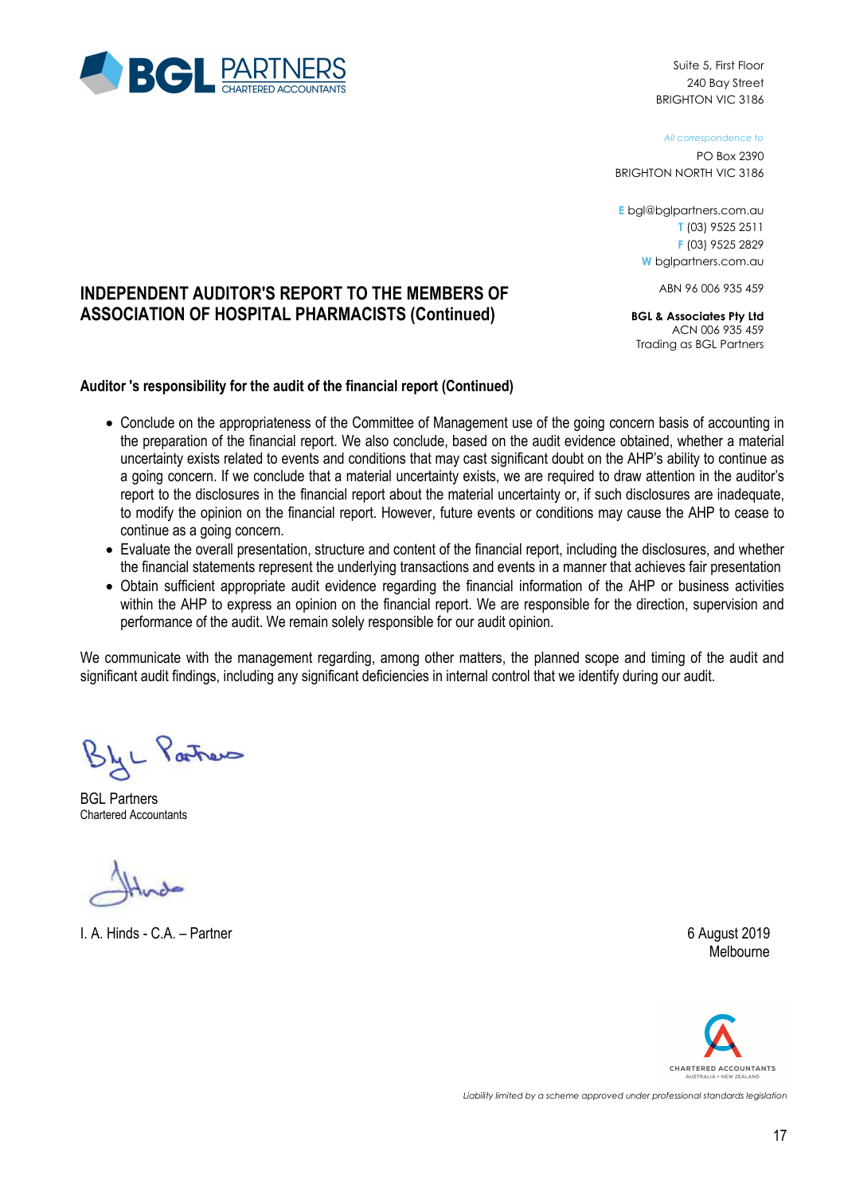Suite 5, First Floor
240 Bay Street
BRIGHTON VIC 3186

*All correspondence to*
PO Box 2390
BRIGHTON NORTH VIC 3186

E bgl@bglpartners.com.au
T (03) 9525 2511
F (03) 9525 2829
W bglpartners.com.au

ABN 96 006 935 459

**BGL & Associates Pty Ltd**
ACN 006 935 459
Trading as BGL Partners

## INDEPENDENT AUDITOR'S REPORT TO THE MEMBERS OF ASSOCIATION OF HOSPITAL PHARMACISTS (Continued)

### Auditor 's responsibility for the audit of the financial report (Continued)

- Conclude on the appropriateness of the Committee of Management use of the going concern basis of accounting in the preparation of the financial report. We also conclude, based on the audit evidence obtained, whether a material uncertainty exists related to events and conditions that may cast significant doubt on the AHP's ability to continue as a going concern. If we conclude that a material uncertainty exists, we are required to draw attention in the auditor's report to the disclosures in the financial report about the material uncertainty or, if such disclosures are inadequate, to modify the opinion on the financial report. However, future events or conditions may cause the AHP to cease to continue as a going concern.
- Evaluate the overall presentation, structure and content of the financial report, including the disclosures, and whether the financial statements represent the underlying transactions and events in a manner that achieves fair presentation
- Obtain sufficient appropriate audit evidence regarding the financial information of the AHP or business activities within the AHP to express an opinion on the financial report. We are responsible for the direction, supervision and performance of the audit. We remain solely responsible for our audit opinion.

We communicate with the management regarding, among other matters, the planned scope and timing of the audit and significant audit findings, including any significant deficiencies in internal control that we identify during our audit.

BGL Partners
Chartered Accountants

I. A. Hinds - C.A. – Partner

6 August 2019
Melbourne

*Liability limited by a scheme approved under professional standards legislation*